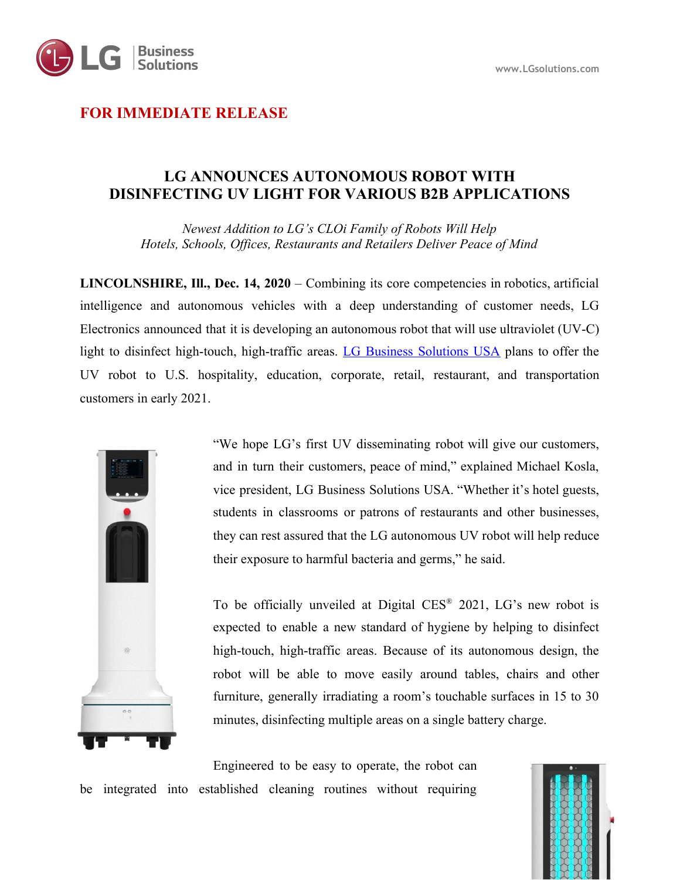**FOR IMMEDIATE RELEASE**

# LG ANNOUNCES AUTONOMOUS ROBOT WITH DISINFECTING UV LIGHT FOR VARIOUS B2B APPLICATIONS

*Newest Addition to LG's CLOi Family of Robots Will Help Hotels, Schools, Offices, Restaurants and Retailers Deliver Peace of Mind*

**LINCOLNSHIRE, Ill., Dec. 14, 2020** – Combining its core competencies in robotics, artificial intelligence and autonomous vehicles with a deep understanding of customer needs, LG Electronics announced that it is developing an autonomous robot that will use ultraviolet (UV-C) light to disinfect high-touch, high-traffic areas. LG Business Solutions USA plans to offer the UV robot to U.S. hospitality, education, corporate, retail, restaurant, and transportation customers in early 2021.

"We hope LG's first UV disseminating robot will give our customers, and in turn their customers, peace of mind," explained Michael Kosla, vice president, LG Business Solutions USA. "Whether it's hotel guests, students in classrooms or patrons of restaurants and other businesses, they can rest assured that the LG autonomous UV robot will help reduce their exposure to harmful bacteria and germs," he said.

To be officially unveiled at Digital CES® 2021, LG's new robot is expected to enable a new standard of hygiene by helping to disinfect high-touch, high-traffic areas. Because of its autonomous design, the robot will be able to move easily around tables, chairs and other furniture, generally irradiating a room's touchable surfaces in 15 to 30 minutes, disinfecting multiple areas on a single battery charge.

Engineered to be easy to operate, the robot can be integrated into established cleaning routines without requiring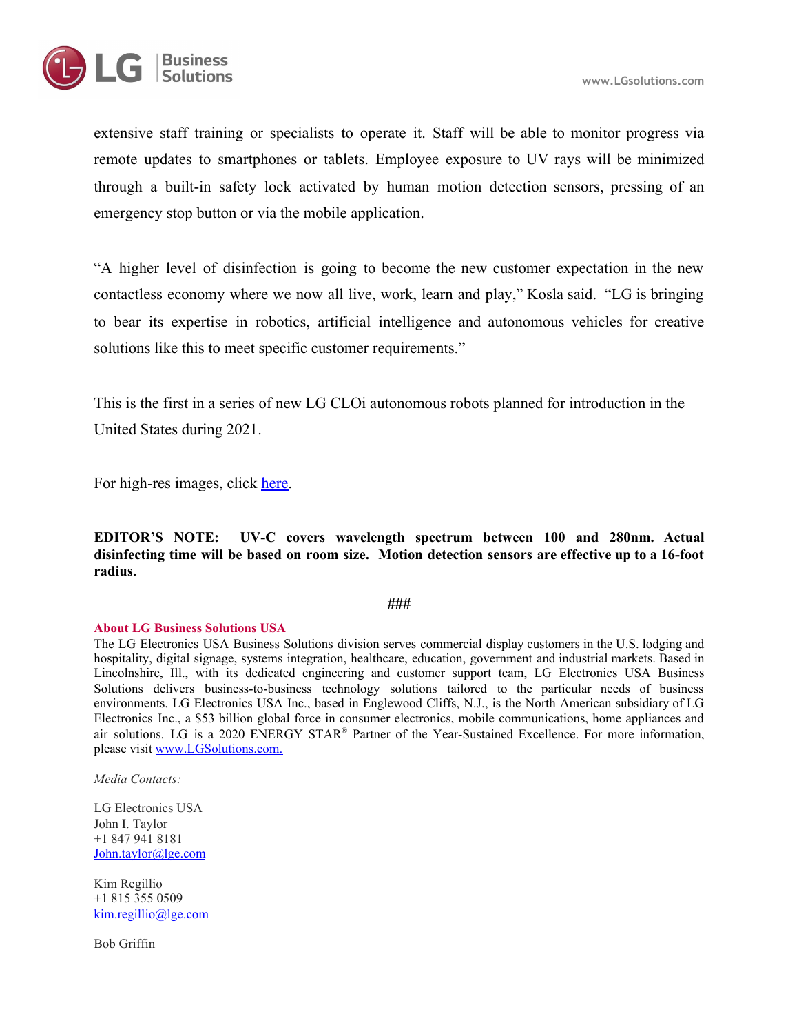extensive staff training or specialists to operate it. Staff will be able to monitor progress via remote updates to smartphones or tablets. Employee exposure to UV rays will be minimized through a built-in safety lock activated by human motion detection sensors, pressing of an emergency stop button or via the mobile application.

"A higher level of disinfection is going to become the new customer expectation in the new contactless economy where we now all live, work, learn and play," Kosla said. "LG is bringing to bear its expertise in robotics, artificial intelligence and autonomous vehicles for creative solutions like this to meet specific customer requirements."

This is the first in a series of new LG CLOi autonomous robots planned for introduction in the United States during 2021.

For high-res images, click [here](#).

**EDITOR'S NOTE: UV-C covers wavelength spectrum between 100 and 280nm. Actual disinfecting time will be based on room size. Motion detection sensors are effective up to a 16-foot radius.**

###

**About LG Business Solutions USA**

The LG Electronics USA Business Solutions division serves commercial display customers in the U.S. lodging and hospitality, digital signage, systems integration, healthcare, education, government and industrial markets. Based in Lincolnshire, Ill., with its dedicated engineering and customer support team, LG Electronics USA Business Solutions delivers business-to-business technology solutions tailored to the particular needs of business environments. LG Electronics USA Inc., based in Englewood Cliffs, N.J., is the North American subsidiary of LG Electronics Inc., a $53 billion global force in consumer electronics, mobile communications, home appliances and air solutions. LG is a 2020 ENERGY STAR® Partner of the Year-Sustained Excellence. For more information, please visit www.LGSolutions.com.

*Media Contacts:*

LG Electronics USA
John I. Taylor
+1 847 941 8181
John.taylor@lge.com

Kim Regillio
+1 815 355 0509
kim.regillio@lge.com

Bob Griffin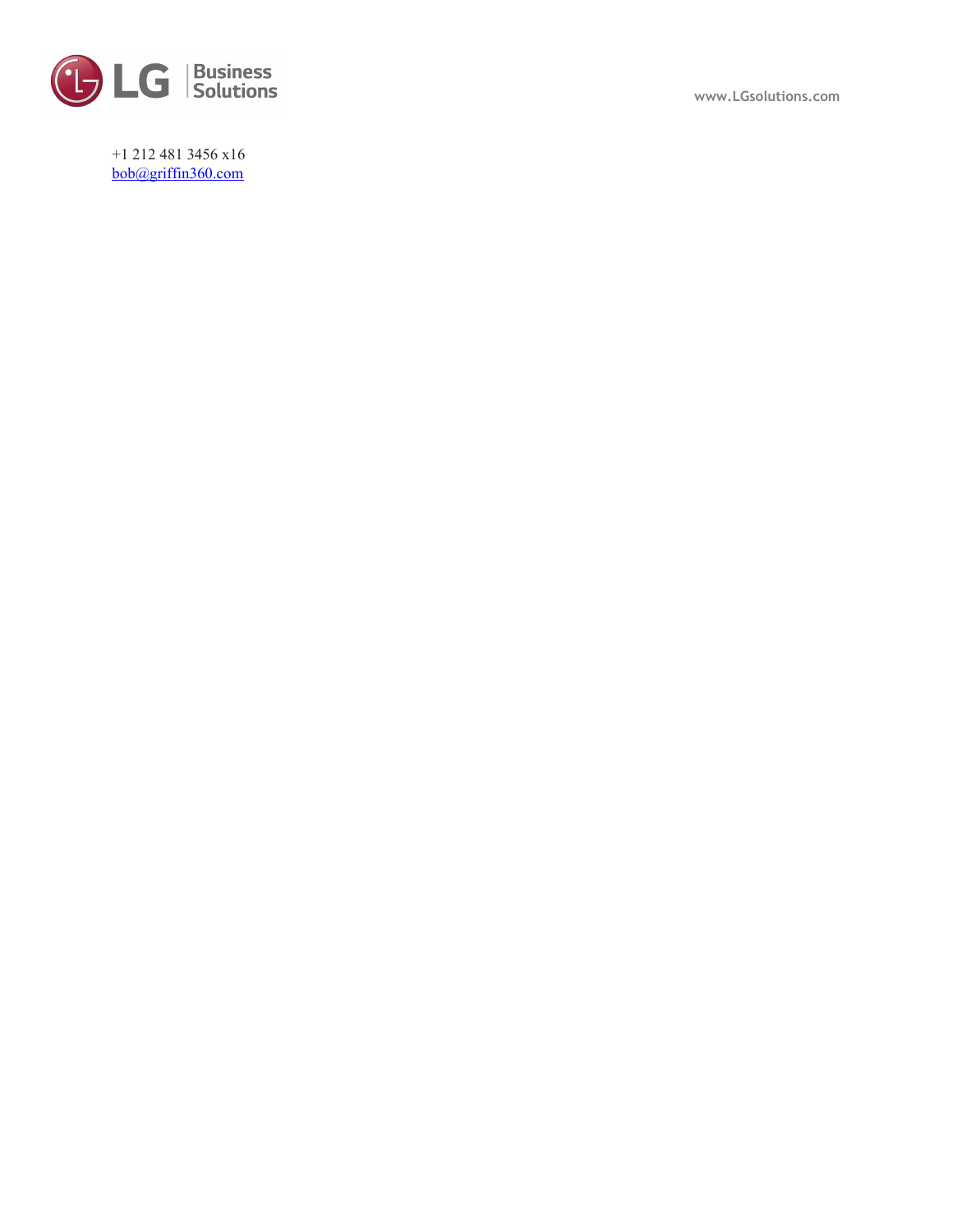+1 212 481 3456 x16
bob@griffin360.com